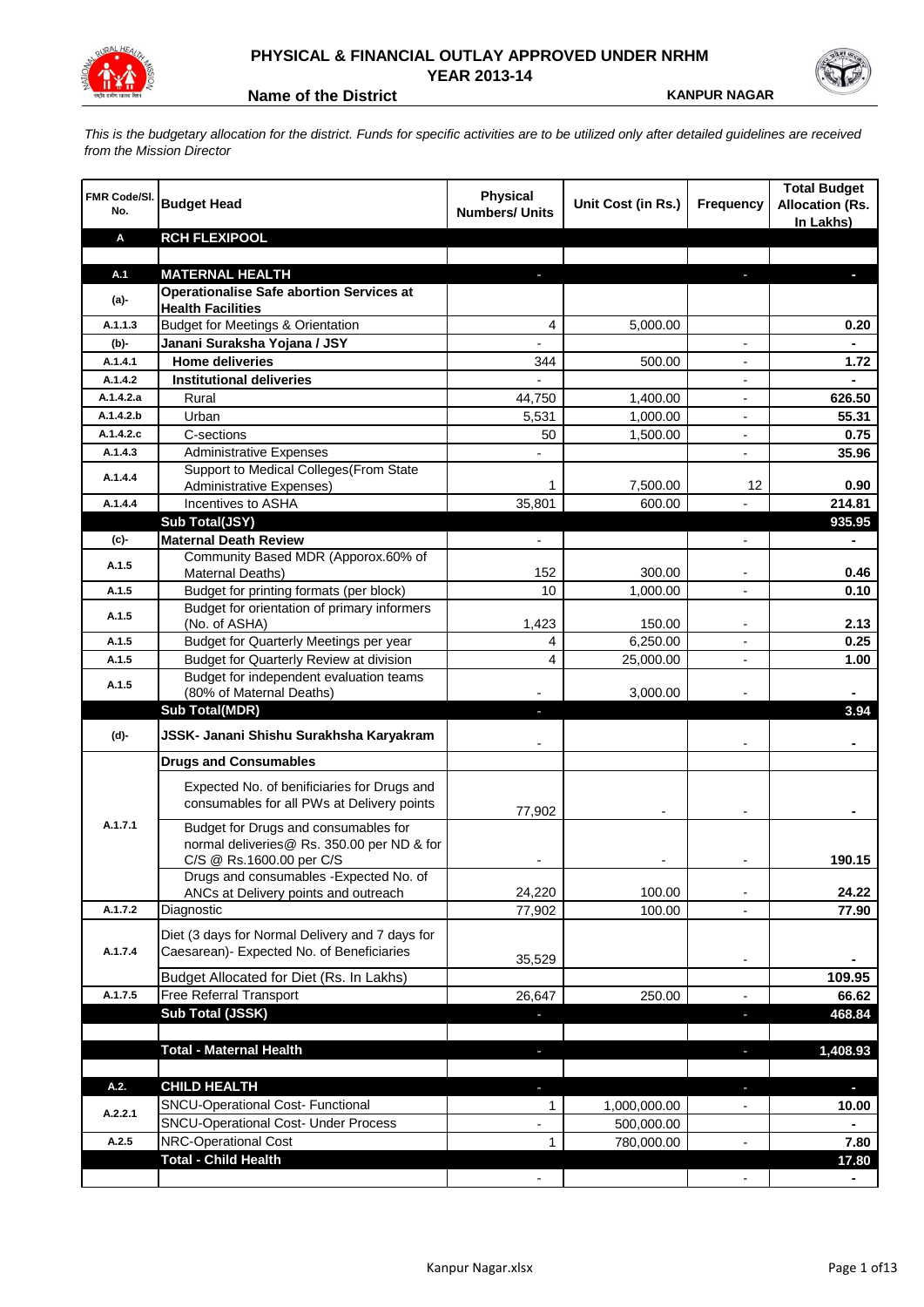# PHYSICAL & FINANCIAL OUTLAY APPROVED UNDER NRHM
## YEAR 2013-14

**Name of the District** **KANPUR NAGAR**

*This is the budgetary allocation for the district. Funds for specific activities are to be utilized only after detailed guidelines are received from the Mission Director*

| FMR Code/Sl. No. | Budget Head | Physical Numbers/ Units | Unit Cost (in Rs.) | Frequency | Total Budget Allocation (Rs. In Lakhs) |
|---|---|---|---|---|---|
| **A** | **RCH FLEXIPOOL** | | | | |
| | | | | | |
| **A.1** | **MATERNAL HEALTH** | - | | - | - |
| (a)- | **Operationalise Safe abortion Services at Health Facilities** | | | | |
| A.1.1.3 | Budget for Meetings & Orientation | 4 | 5,000.00 | | 0.20 |
| (b)- | **Janani Suraksha Yojana / JSY** | - | | - | - |
| A.1.4.1 | **Home deliveries** | 344 | 500.00 | - | 1.72 |
| A.1.4.2 | **Institutional deliveries** | - | | - | - |
| A.1.4.2.a | Rural | 44,750 | 1,400.00 | - | 626.50 |
| A.1.4.2.b | Urban | 5,531 | 1,000.00 | - | 55.31 |
| A.1.4.2.c | C-sections | 50 | 1,500.00 | - | 0.75 |
| A.1.4.3 | Administrative Expenses | - | | - | 35.96 |
| A.1.4.4 | Support to Medical Colleges(From State Administrative Expenses) | 1 | 7,500.00 | 12 | 0.90 |
| A.1.4.4 | Incentives to ASHA | 35,801 | 600.00 | - | 214.81 |
| | **Sub Total(JSY)** | | | | **935.95** |
| (c)- | **Maternal Death Review** | - | | - | - |
| A.1.5 | Community Based MDR (Apporox.60% of Maternal Deaths) | 152 | 300.00 | - | 0.46 |
| A.1.5 | Budget for printing formats (per block) | 10 | 1,000.00 | - | 0.10 |
| A.1.5 | Budget for orientation of primary informers (No. of ASHA) | 1,423 | 150.00 | - | 2.13 |
| A.1.5 | Budget for Quarterly Meetings per year | 4 | 6,250.00 | - | 0.25 |
| A.1.5 | Budget for Quarterly Review at division | 4 | 25,000.00 | - | 1.00 |
| A.1.5 | Budget for independent evaluation teams (80% of Maternal Deaths) | - | 3,000.00 | - | - |
| | **Sub Total(MDR)** | - | | | **3.94** |
| (d)- | **JSSK- Janani Shishu Surakhsha Karyakram** | - | | - | - |
| | **Drugs and Consumables** | | | | |
| A.1.7.1 | Expected No. of benificiaries for Drugs and consumables for all PWs at Delivery points | 77,902 | - | - | - |
| | Budget for Drugs and consumables for normal deliveries@ Rs. 350.00 per ND & for C/S @ Rs.1600.00 per C/S | - | - | - | 190.15 |
| | Drugs and consumables -Expected No. of ANCs at Delivery points and outreach | 24,220 | 100.00 | - | 24.22 |
| A.1.7.2 | Diagnostic | 77,902 | 100.00 | - | 77.90 |
| A.1.7.4 | Diet (3 days for Normal Delivery and 7 days for Caesarean)- Expected No. of Beneficiaries | 35,529 | | - | - |
| | Budget Allocated for Diet (Rs. In Lakhs) | | | | 109.95 |
| A.1.7.5 | Free Referral Transport | 26,647 | 250.00 | - | 66.62 |
| | **Sub Total (JSSK)** | - | | - | **468.84** |
| | | | | | |
| | **Total - Maternal Health** | - | | - | **1,408.93** |
| | | | | | |
| **A.2.** | **CHILD HEALTH** | - | | - | - |
| A.2.2.1 | SNCU-Operational Cost- Functional | 1 | 1,000,000.00 | - | 10.00 |
| | SNCU-Operational Cost- Under Process | - | 500,000.00 | | - |
| A.2.5 | NRC-Operational Cost | 1 | 780,000.00 | - | 7.80 |
| | **Total - Child Health** | | | | **17.80** |
| | | - | | - | - |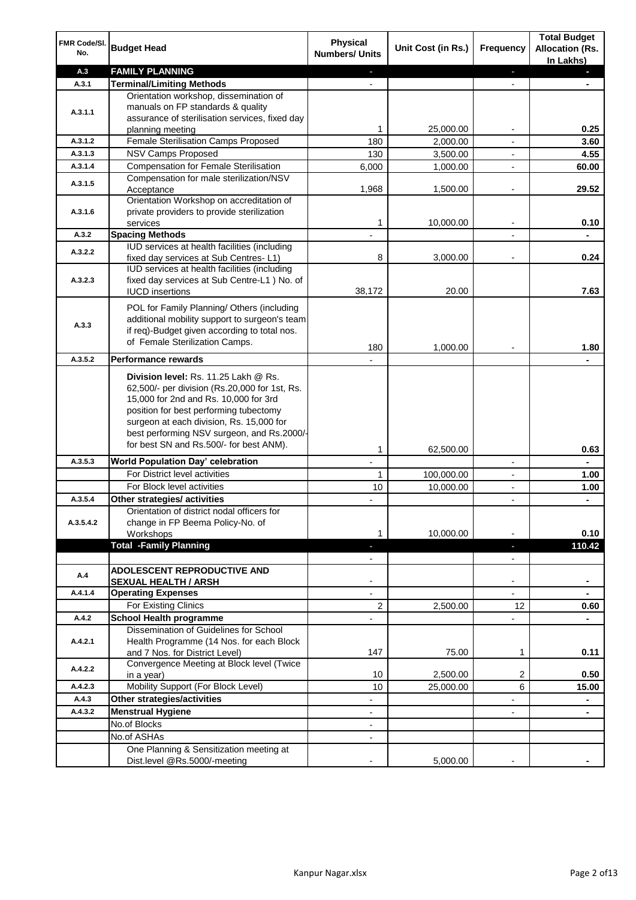| FMR Code/Sl. No. | Budget Head | Physical Numbers/ Units | Unit Cost (in Rs.) | Frequency | Total Budget Allocation (Rs. In Lakhs) |
|---|---|---|---|---|---|
| A.3 | **FAMILY PLANNING** | - | | - | - |
| A.3.1 | **Terminal/Limiting Methods** | - | | - | - |
| A.3.1.1 | Orientation workshop, dissemination of manuals on FP standards & quality assurance of sterilisation services, fixed day planning meeting | 1 | 25,000.00 | - | 0.25 |
| A.3.1.2 | Female Sterilisation Camps Proposed | 180 | 2,000.00 | - | 3.60 |
| A.3.1.3 | NSV Camps Proposed | 130 | 3,500.00 | - | 4.55 |
| A.3.1.4 | Compensation for Female Sterilisation | 6,000 | 1,000.00 | - | 60.00 |
| A.3.1.5 | Compensation for male sterilization/NSV Acceptance | 1,968 | 1,500.00 | - | 29.52 |
| A.3.1.6 | Orientation Workshop on accreditation of private providers to provide sterilization services | 1 | 10,000.00 | - | 0.10 |
| A.3.2 | **Spacing Methods** | - | | - | - |
| A.3.2.2 | IUD services at health facilities (including fixed day services at Sub Centres- L1) | 8 | 3,000.00 | - | 0.24 |
| A.3.2.3 | IUD services at health facilities (including fixed day services at Sub Centre-L1 ) No. of IUCD insertions | 38,172 | 20.00 | | 7.63 |
| A.3.3 | POL for Family Planning/ Others (including additional mobility support to surgeon's team if req)-Budget given according to total nos. of Female Sterilization Camps. | 180 | 1,000.00 | - | 1.80 |
| A.3.5.2 | **Performance rewards** | - | | | - |
| | **Division level:** Rs. 11.25 Lakh @ Rs. 62,500/- per division (Rs.20,000 for 1st, Rs. 15,000 for 2nd and Rs. 10,000 for 3rd position for best performing tubectomy surgeon at each division, Rs. 15,000 for best performing NSV surgeon, and Rs.2000/- for best SN and Rs.500/- for best ANM). | 1 | 62,500.00 | | 0.63 |
| A.3.5.3 | **World Population Day' celebration** | - | | - | - |
| | For District level activities | 1 | 100,000.00 | - | 1.00 |
| | For Block level activities | 10 | 10,000.00 | - | 1.00 |
| A.3.5.4 | **Other strategies/ activities** | - | | - | - |
| A.3.5.4.2 | Orientation of district nodal officers for change in FP Beema Policy-No. of Workshops | 1 | 10,000.00 | - | 0.10 |
| | **Total -Family Planning** | - | | - | **110.42** |
| | | - | | - | |
| A.4 | **ADOLESCENT REPRODUCTIVE AND SEXUAL HEALTH / ARSH** | - | | - | - |
| A.4.1.4 | **Operating Expenses** | - | | - | - |
| | For Existing Clinics | 2 | 2,500.00 | 12 | 0.60 |
| A.4.2 | **School Health programme** | - | | - | - |
| A.4.2.1 | Dissemination of Guidelines for School Health Programme (14 Nos. for each Block and 7 Nos. for District Level) | 147 | 75.00 | 1 | 0.11 |
| A.4.2.2 | Convergence Meeting at Block level (Twice in a year) | 10 | 2,500.00 | 2 | 0.50 |
| A.4.2.3 | Mobility Support (For Block Level) | 10 | 25,000.00 | 6 | 15.00 |
| A.4.3 | **Other strategies/activities** | - | | - | - |
| A.4.3.2 | **Menstrual Hygiene** | - | | - | - |
| | No.of Blocks | - | | | |
| | No.of ASHAs | - | | | |
| | One Planning & Sensitization meeting at Dist.level @Rs.5000/-meeting | - | 5,000.00 | - | - |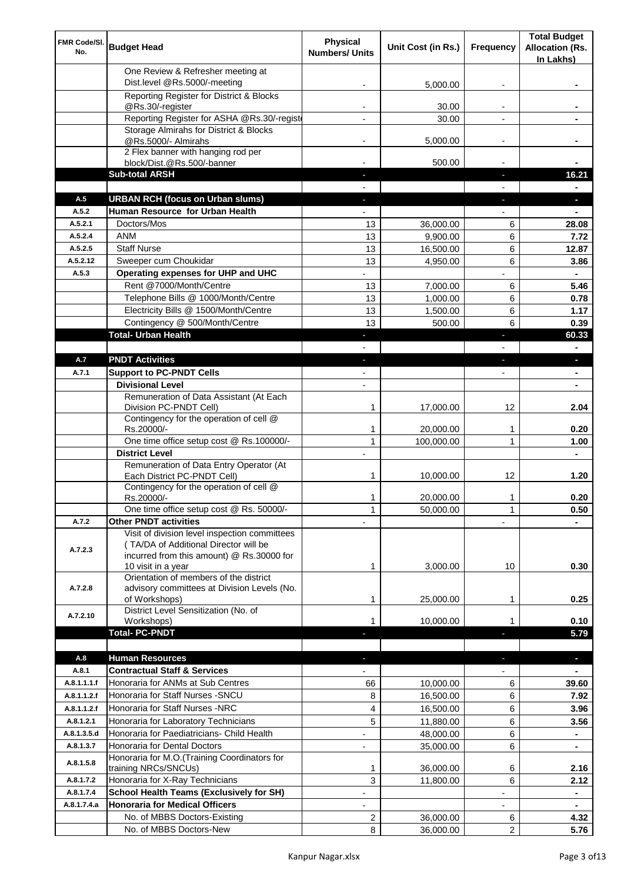| FMR Code/Sl. No. | Budget Head | Physical Numbers/ Units | Unit Cost (in Rs.) | Frequency | Total Budget Allocation (Rs. In Lakhs) |
|---|---|---|---|---|---|
| | One Review & Refresher meeting at Dist.level @Rs.5000/-meeting | - | 5,000.00 | - | - |
| | Reporting Register for District & Blocks @Rs.30/-register | - | 30.00 | - | - |
| | Reporting Register for ASHA @Rs.30/-regist | - | 30.00 | - | - |
| | Storage Almirahs for District & Blocks @Rs.5000/- Almirahs | - | 5,000.00 | - | - |
| | 2 Flex banner with hanging rod per block/Dist.@Rs.500/-banner | - | 500.00 | - | - |
| | **Sub-total ARSH** | - | | - | **16.21** |
| | | - | | - | - |
| A.5 | **URBAN RCH (focus on Urban slums)** | - | | - | - |
| A.5.2 | **Human Resource for Urban Health** | - | | - | - |
| A.5.2.1 | Doctors/Mos | 13 | 36,000.00 | 6 | **28.08** |
| A.5.2.4 | ANM | 13 | 9,900.00 | 6 | **7.72** |
| A.5.2.5 | Staff Nurse | 13 | 16,500.00 | 6 | **12.87** |
| A.5.2.12 | Sweeper cum Choukidar | 13 | 4,950.00 | 6 | **3.86** |
| A.5.3 | **Operating expenses for UHP and UHC** | - | | - | - |
| | Rent @7000/Month/Centre | 13 | 7,000.00 | 6 | **5.46** |
| | Telephone Bills @ 1000/Month/Centre | 13 | 1,000.00 | 6 | **0.78** |
| | Electricity Bills @ 1500/Month/Centre | 13 | 1,500.00 | 6 | **1.17** |
| | Contingency @ 500/Month/Centre | 13 | 500.00 | 6 | **0.39** |
| | **Total- Urban Health** | - | | - | **60.33** |
| | | - | | - | - |
| A.7 | **PNDT Activities** | - | | - | - |
| A.7.1 | **Support to PC-PNDT Cells** | - | | - | - |
| | **Divisional Level** | - | | | - |
| | Remuneration of Data Assistant (At Each Division PC-PNDT Cell) | 1 | 17,000.00 | 12 | **2.04** |
| | Contingency for the operation of cell @ Rs.20000/- | 1 | 20,000.00 | 1 | **0.20** |
| | One time office setup cost @ Rs.100000/- | 1 | 100,000.00 | 1 | **1.00** |
| | **District Level** | - | | | - |
| | Remuneration of Data Entry Operator (At Each District PC-PNDT Cell) | 1 | 10,000.00 | 12 | **1.20** |
| | Contingency for the operation of cell @ Rs.20000/- | 1 | 20,000.00 | 1 | **0.20** |
| | One time office setup cost @ Rs. 50000/- | 1 | 50,000.00 | 1 | **0.50** |
| A.7.2 | **Other PNDT activities** | - | | - | - |
| A.7.2.3 | Visit of division level inspection committees ( TA/DA of Additional Director will be incurred from this amount) @ Rs.30000 for 10 visit in a year | 1 | 3,000.00 | 10 | **0.30** |
| A.7.2.8 | Orientation of members of the district advisory committees at Division Levels (No. of Workshops) | 1 | 25,000.00 | 1 | **0.25** |
| A.7.2.10 | District Level Sensitization (No. of Workshops) | 1 | 10,000.00 | 1 | **0.10** |
| | **Total- PC-PNDT** | - | | - | **5.79** |
| | | | | | |
| A.8 | **Human Resources** | - | | - | - |
| A.8.1 | **Contractual Staff & Services** | - | | - | - |
| A.8.1.1.1.f | Honoraria for ANMs at Sub Centres | 66 | 10,000.00 | 6 | **39.60** |
| A.8.1.1.2.f | Honoraria for Staff Nurses -SNCU | 8 | 16,500.00 | 6 | **7.92** |
| A.8.1.1.2.f | Honoraria for Staff Nurses -NRC | 4 | 16,500.00 | 6 | **3.96** |
| A.8.1.2.1 | Honoraria for Laboratory Technicians | 5 | 11,880.00 | 6 | **3.56** |
| A.8.1.3.5.d | Honoraria for Paediatricians- Child Health | - | 48,000.00 | 6 | - |
| A.8.1.3.7 | Honoraria for Dental Doctors | - | 35,000.00 | 6 | - |
| A.8.1.5.8 | Honoraria for M.O.(Training Coordinators for training NRCs/SNCUs) | 1 | 36,000.00 | 6 | **2.16** |
| A.8.1.7.2 | Honoraria for X-Ray Technicians | 3 | 11,800.00 | 6 | **2.12** |
| A.8.1.7.4 | **School Health Teams (Exclusively for SH)** | - | | - | - |
| A.8.1.7.4.a | **Honoraria for Medical Officers** | - | | - | - |
| | No. of MBBS Doctors-Existing | 2 | 36,000.00 | 6 | **4.32** |
| | No. of MBBS Doctors-New | 8 | 36,000.00 | 2 | **5.76** |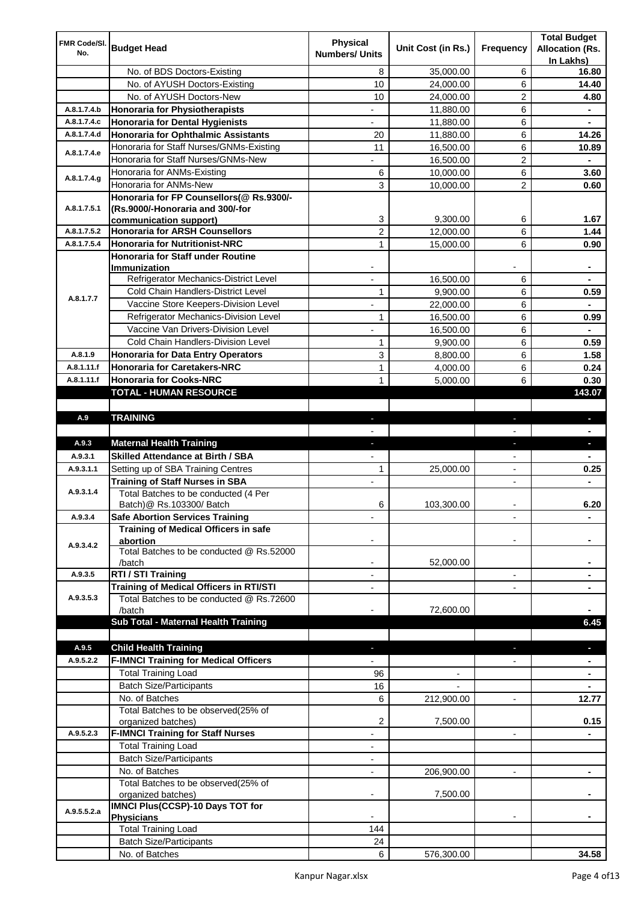| FMR Code/Sl. No. | Budget Head | Physical Numbers/ Units | Unit Cost (in Rs.) | Frequency | Total Budget Allocation (Rs. In Lakhs) |
|---|---|---|---|---|---|
| | No. of BDS Doctors-Existing | 8 | 35,000.00 | 6 | 16.80 |
| | No. of AYUSH Doctors-Existing | 10 | 24,000.00 | 6 | 14.40 |
| | No. of AYUSH Doctors-New | 10 | 24,000.00 | 2 | 4.80 |
| A.8.1.7.4.b | **Honoraria for Physiotherapists** | - | 11,880.00 | 6 | - |
| A.8.1.7.4.c | **Honoraria for Dental Hygienists** | - | 11,880.00 | 6 | - |
| A.8.1.7.4.d | **Honoraria for Ophthalmic Assistants** | 20 | 11,880.00 | 6 | 14.26 |
| A.8.1.7.4.e | Honoraria for Staff Nurses/GNMs-Existing | 11 | 16,500.00 | 6 | 10.89 |
| | Honoraria for Staff Nurses/GNMs-New | - | 16,500.00 | 2 | - |
| A.8.1.7.4.g | Honoraria for ANMs-Existing | 6 | 10,000.00 | 6 | 3.60 |
| | Honoraria for ANMs-New | 3 | 10,000.00 | 2 | 0.60 |
| A.8.1.7.5.1 | **Honoraria for FP Counsellors(@ Rs.9300/- (Rs.9000/-Honoraria and 300/-for communication support)** | 3 | 9,300.00 | 6 | 1.67 |
| A.8.1.7.5.2 | **Honoraria for ARSH Counsellors** | 2 | 12,000.00 | 6 | 1.44 |
| A.8.1.7.5.4 | **Honoraria for Nutritionist-NRC** | 1 | 15,000.00 | 6 | 0.90 |
| A.8.1.7.7 | **Honoraria for Staff under Routine Immunization** | - | | - | - |
| | Refrigerator Mechanics-District Level | - | 16,500.00 | 6 | - |
| | Cold Chain Handlers-District Level | 1 | 9,900.00 | 6 | 0.59 |
| | Vaccine Store Keepers-Division Level | - | 22,000.00 | 6 | - |
| | Refrigerator Mechanics-Division Level | 1 | 16,500.00 | 6 | 0.99 |
| | Vaccine Van Drivers-Division Level | - | 16,500.00 | 6 | - |
| | Cold Chain Handlers-Division Level | 1 | 9,900.00 | 6 | 0.59 |
| A.8.1.9 | **Honoraria for Data Entry Operators** | 3 | 8,800.00 | 6 | 1.58 |
| A.8.1.11.f | **Honoraria for Caretakers-NRC** | 1 | 4,000.00 | 6 | 0.24 |
| A.8.1.11.f | **Honoraria for Cooks-NRC** | 1 | 5,000.00 | 6 | 0.30 |
| | **TOTAL - HUMAN RESOURCE** | | | | **143.07** |
| | | | | | |
| A.9 | **TRAINING** | - | | - | - |
| | | - | | - | - |
| A.9.3 | **Maternal Health Training** | - | | - | - |
| A.9.3.1 | **Skilled Attendance at Birth / SBA** | - | | - | - |
| A.9.3.1.1 | Setting up of SBA Training Centres | 1 | 25,000.00 | - | 0.25 |
| A.9.3.1.4 | **Training of Staff Nurses in SBA** | - | | - | - |
| | Total Batches to be conducted (4 Per Batch)@ Rs.103300/ Batch | 6 | 103,300.00 | - | 6.20 |
| A.9.3.4 | **Safe Abortion Services Training** | - | | - | - |
| A.9.3.4.2 | **Training of Medical Officers in safe abortion** | - | | - | - |
| | Total Batches to be conducted @ Rs.52000 /batch | - | 52,000.00 | | - |
| A.9.3.5 | **RTI / STI Training** | - | | - | - |
| A.9.3.5.3 | **Training of Medical Officers in RTI/STI** | - | | - | - |
| | Total Batches to be conducted @ Rs.72600 /batch | - | 72,600.00 | | - |
| | **Sub Total - Maternal Health Training** | | | | **6.45** |
| | | | | | |
| A.9.5 | **Child Health Training** | - | | - | - |
| A.9.5.2.2 | **F-IMNCI Training for Medical Officers** | - | | - | - |
| | Total Training Load | 96 | - | | - |
| | Batch Size/Participants | 16 | - | | - |
| | No. of Batches | 6 | 212,900.00 | - | 12.77 |
| | Total Batches to be observed(25% of organized batches) | 2 | 7,500.00 | | 0.15 |
| A.9.5.2.3 | **F-IMNCI Training for Staff Nurses** | - | | - | - |
| | Total Training Load | - | | | |
| | Batch Size/Participants | - | | | |
| | No. of Batches | - | 206,900.00 | - | - |
| | Total Batches to be observed(25% of organized batches) | - | 7,500.00 | | - |
| A.9.5.5.2.a | **IMNCI Plus(CCSP)-10 Days TOT for Physicians** | - | | - | - |
| | Total Training Load | 144 | | | |
| | Batch Size/Participants | 24 | | | |
| | No. of Batches | 6 | 576,300.00 | | 34.58 |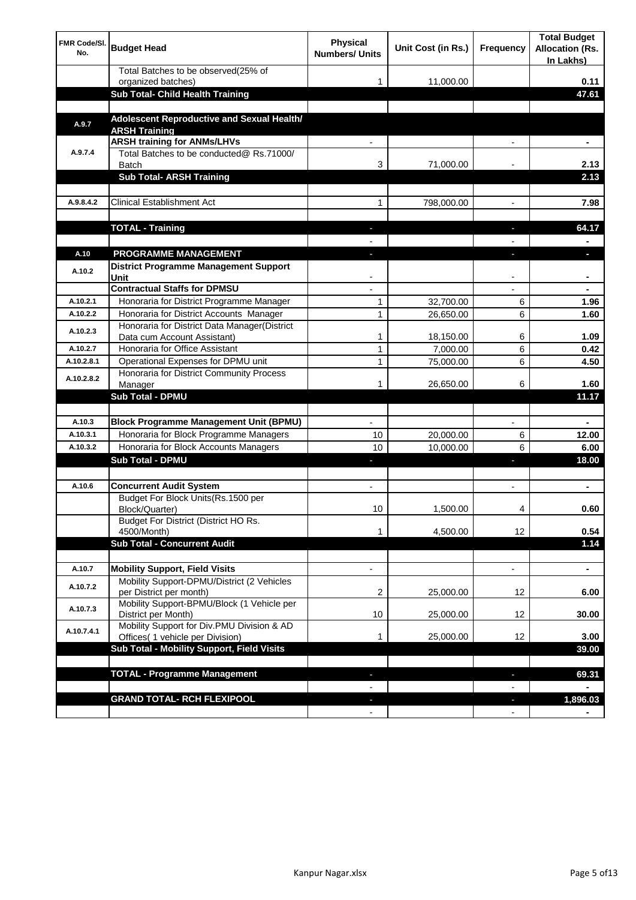| FMR Code/Sl. No. | Budget Head | Physical Numbers/ Units | Unit Cost (in Rs.) | Frequency | Total Budget Allocation (Rs. In Lakhs) |
|---|---|---|---|---|---|
| | Total Batches to be observed(25% of organized batches) | 1 | 11,000.00 | | 0.11 |
| | **Sub Total- Child Health Training** | | | | **47.61** |
| | | | | | |
| A.9.7 | **Adolescent Reproductive and Sexual Health/ ARSH Training** | | | | |
| A.9.7.4 | **ARSH training for ANMs/LHVs** | - | | - | - |
| | Total Batches to be conducted@ Rs.71000/ Batch | 3 | 71,000.00 | - | 2.13 |
| | **Sub Total- ARSH Training** | | | | **2.13** |
| | | | | | |
| A.9.8.4.2 | Clinical Establishment Act | 1 | 798,000.00 | - | 7.98 |
| | | | | | |
| | **TOTAL - Training** | - | | - | **64.17** |
| | | - | | - | - |
| A.10 | **PROGRAMME MANAGEMENT** | - | | - | - |
| A.10.2 | **District Programme Management Support Unit** | - | | - | - |
| | **Contractual Staffs for DPMSU** | - | | - | - |
| A.10.2.1 | Honoraria for District Programme Manager | 1 | 32,700.00 | 6 | 1.96 |
| A.10.2.2 | Honoraria for District Accounts Manager | 1 | 26,650.00 | 6 | 1.60 |
| A.10.2.3 | Honoraria for District Data Manager(District Data cum Account Assistant) | 1 | 18,150.00 | 6 | 1.09 |
| A.10.2.7 | Honoraria for Office Assistant | 1 | 7,000.00 | 6 | 0.42 |
| A.10.2.8.1 | Operational Expenses for DPMU unit | 1 | 75,000.00 | 6 | 4.50 |
| A.10.2.8.2 | Honoraria for District Community Process Manager | 1 | 26,650.00 | 6 | 1.60 |
| | **Sub Total - DPMU** | | | | **11.17** |
| | | | | | |
| A.10.3 | **Block Programme Management Unit (BPMU)** | - | | - | - |
| A.10.3.1 | Honoraria for Block Programme Managers | 10 | 20,000.00 | 6 | 12.00 |
| A.10.3.2 | Honoraria for Block Accounts Managers | 10 | 10,000.00 | 6 | 6.00 |
| | **Sub Total - DPMU** | - | | - | **18.00** |
| | | | | | |
| A.10.6 | **Concurrent Audit System** | - | | - | - |
| | Budget For Block Units(Rs.1500 per Block/Quarter) | 10 | 1,500.00 | 4 | 0.60 |
| | Budget For District (District HO Rs. 4500/Month) | 1 | 4,500.00 | 12 | 0.54 |
| | **Sub Total - Concurrent Audit** | | | | **1.14** |
| | | | | | |
| A.10.7 | **Mobility Support, Field Visits** | - | | - | - |
| A.10.7.2 | Mobility Support-DPMU/District (2 Vehicles per District per month) | 2 | 25,000.00 | 12 | 6.00 |
| A.10.7.3 | Mobility Support-BPMU/Block (1 Vehicle per District per Month) | 10 | 25,000.00 | 12 | 30.00 |
| A.10.7.4.1 | Mobility Support for Div.PMU Division & AD Offices( 1 vehicle per Division) | 1 | 25,000.00 | 12 | 3.00 |
| | **Sub Total - Mobility Support, Field Visits** | | | | **39.00** |
| | | | | | |
| | **TOTAL - Programme Management** | - | | - | **69.31** |
| | | - | | - | - |
| | **GRAND TOTAL- RCH FLEXIPOOL** | - | | - | **1,896.03** |
| | | - | | - | - |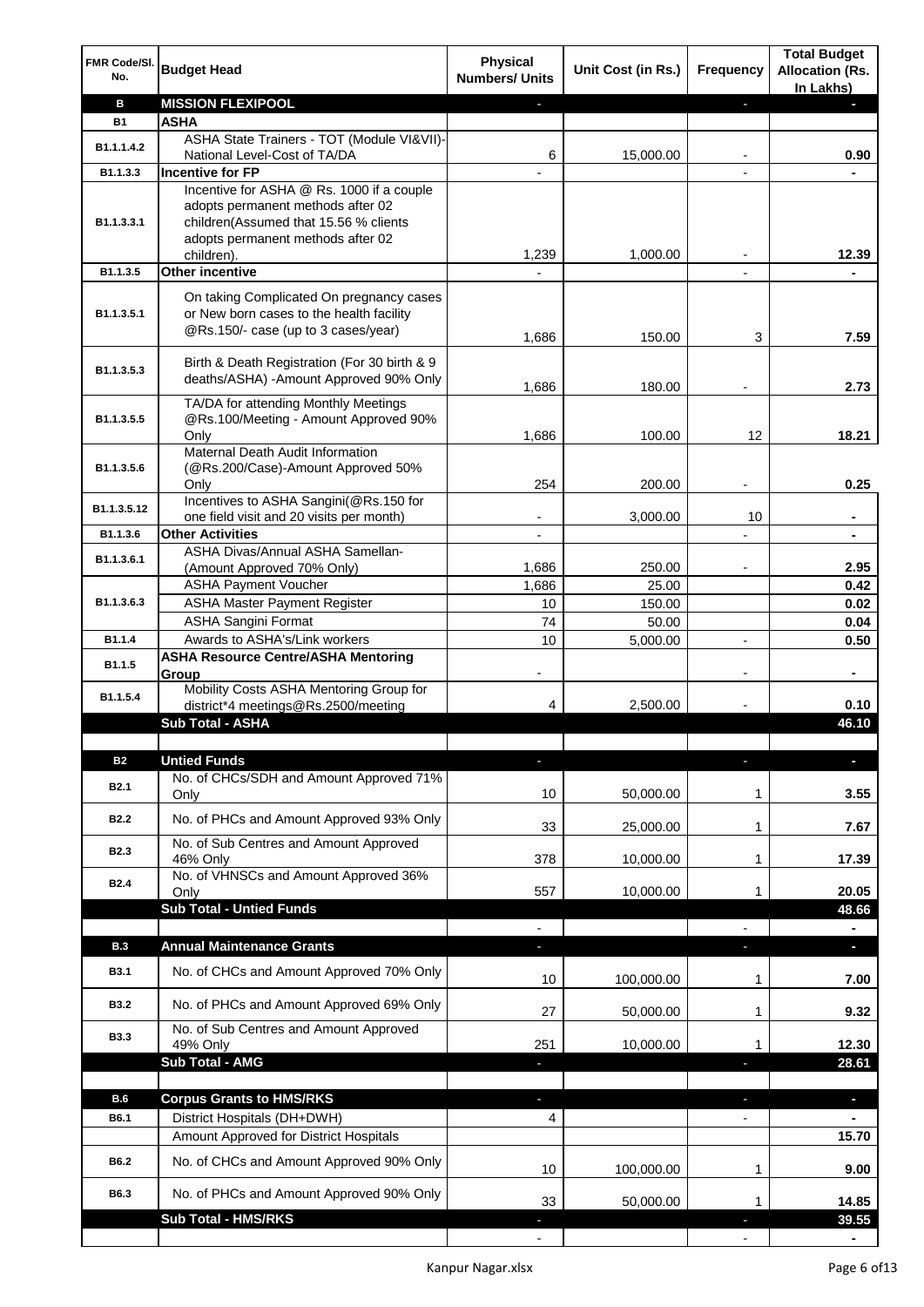| FMR Code/Sl. No. | Budget Head | Physical Numbers/ Units | Unit Cost (in Rs.) | Frequency | Total Budget Allocation (Rs. In Lakhs) |
|---|---|---|---|---|---|
| **B** | **MISSION FLEXIPOOL** | - | | - | - |
| **B1** | **ASHA** | | | | |
| B1.1.1.4.2 | ASHA State Trainers - TOT (Module VI&VII)-National Level-Cost of TA/DA | 6 | 15,000.00 | - | 0.90 |
| B1.1.3.3 | **Incentive for FP** | - | | - | - |
| B1.1.3.3.1 | Incentive for ASHA @ Rs. 1000 if a couple adopts permanent methods after 02 children(Assumed that 15.56 % clients adopts permanent methods after 02 children). | 1,239 | 1,000.00 | - | 12.39 |
| B1.1.3.5 | **Other incentive** | - | | - | - |
| B1.1.3.5.1 | On taking Complicated On pregnancy cases or New born cases to the health facility @Rs.150/- case (up to 3 cases/year) | 1,686 | 150.00 | 3 | 7.59 |
| B1.1.3.5.3 | Birth & Death Registration (For 30 birth & 9 deaths/ASHA) -Amount Approved 90% Only | 1,686 | 180.00 | - | 2.73 |
| B1.1.3.5.5 | TA/DA for attending Monthly Meetings @Rs.100/Meeting - Amount Approved 90% Only | 1,686 | 100.00 | 12 | 18.21 |
| B1.1.3.5.6 | Maternal Death Audit Information (@Rs.200/Case)-Amount Approved 50% Only | 254 | 200.00 | - | 0.25 |
| B1.1.3.5.12 | Incentives to ASHA Sangini(@Rs.150 for one field visit and 20 visits per month) | - | 3,000.00 | 10 | - |
| B1.1.3.6 | **Other Activities** | - | | - | - |
| B1.1.3.6.1 | ASHA Divas/Annual ASHA Samellan-(Amount Approved 70% Only) | 1,686 | 250.00 | - | 2.95 |
| B1.1.3.6.3 | ASHA Payment Voucher | 1,686 | 25.00 | | 0.42 |
| | ASHA Master Payment Register | 10 | 150.00 | | 0.02 |
| | ASHA Sangini Format | 74 | 50.00 | | 0.04 |
| B1.1.4 | Awards to ASHA's/Link workers | 10 | 5,000.00 | - | 0.50 |
| B1.1.5 | **ASHA Resource Centre/ASHA Mentoring Group** | - | | - | - |
| B1.1.5.4 | Mobility Costs ASHA Mentoring Group for district*4 meetings@Rs.2500/meeting | 4 | 2,500.00 | - | 0.10 |
| | **Sub Total - ASHA** | | | | **46.10** |
| | | | | | |
| **B2** | **Untied Funds** | - | | - | - |
| B2.1 | No. of CHCs/SDH and Amount Approved 71% Only | 10 | 50,000.00 | 1 | 3.55 |
| B2.2 | No. of PHCs and Amount Approved 93% Only | 33 | 25,000.00 | 1 | 7.67 |
| B2.3 | No. of Sub Centres and Amount Approved 46% Only | 378 | 10,000.00 | 1 | 17.39 |
| B2.4 | No. of VHNSCs and Amount Approved 36% Only | 557 | 10,000.00 | 1 | 20.05 |
| | **Sub Total - Untied Funds** | | | | **48.66** |
| | | - | | - | - |
| **B.3** | **Annual Maintenance Grants** | - | | - | - |
| B3.1 | No. of CHCs and Amount Approved 70% Only | 10 | 100,000.00 | 1 | 7.00 |
| B3.2 | No. of PHCs and Amount Approved 69% Only | 27 | 50,000.00 | 1 | 9.32 |
| B3.3 | No. of Sub Centres and Amount Approved 49% Only | 251 | 10,000.00 | 1 | 12.30 |
| | **Sub Total - AMG** | - | | - | **28.61** |
| | | | | | |
| **B.6** | **Corpus Grants to HMS/RKS** | - | | - | - |
| B6.1 | District Hospitals (DH+DWH) | 4 | | - | - |
| | Amount Approved for District Hospitals | | | | 15.70 |
| B6.2 | No. of CHCs and Amount Approved 90% Only | 10 | 100,000.00 | 1 | 9.00 |
| B6.3 | No. of PHCs and Amount Approved 90% Only | 33 | 50,000.00 | 1 | 14.85 |
| | **Sub Total - HMS/RKS** | - | | - | **39.55** |
| | | - | | - | - |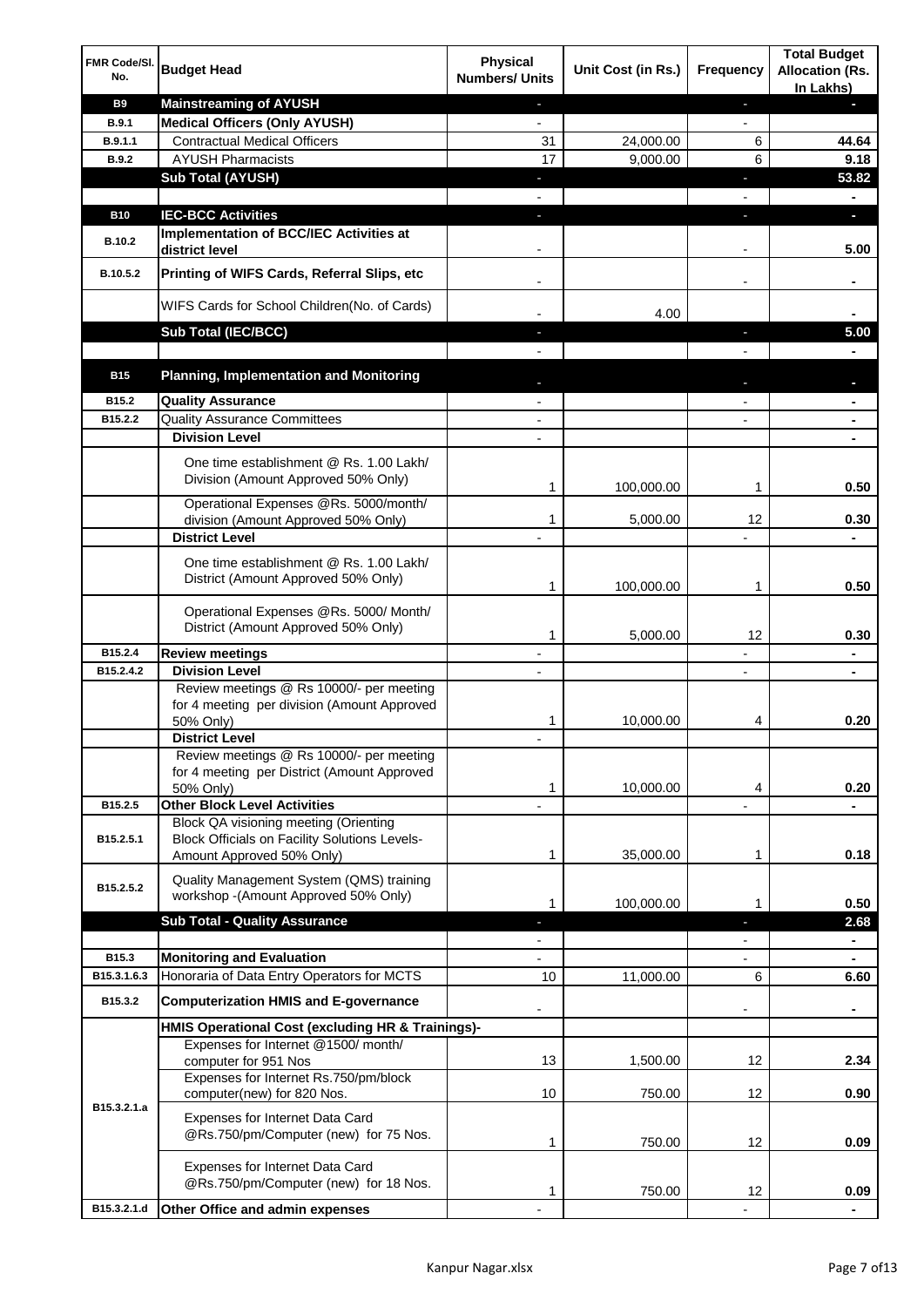| FMR Code/Sl. No. | Budget Head | Physical Numbers/ Units | Unit Cost (in Rs.) | Frequency | Total Budget Allocation (Rs. In Lakhs) |
|---|---|---|---|---|---|
| B9 | Mainstreaming of AYUSH | - | | - | - |
| B.9.1 | Medical Officers (Only AYUSH) | - | | - | |
| B.9.1.1 | Contractual Medical Officers | 31 | 24,000.00 | 6 | 44.64 |
| B.9.2 | AYUSH Pharmacists | 17 | 9,000.00 | 6 | 9.18 |
| | Sub Total (AYUSH) | - | | - | 53.82 |
| | | - | | - | - |
| B10 | IEC-BCC Activities | - | | - | - |
| B.10.2 | Implementation of BCC/IEC Activities at district level | - | | - | 5.00 |
| B.10.5.2 | Printing of WIFS Cards, Referral Slips, etc | - | | - | - |
| | WIFS Cards for School Children(No. of Cards) | - | 4.00 | | - |
| | Sub Total (IEC/BCC) | - | | - | 5.00 |
| | | - | | - | - |
| B15 | Planning, Implementation and Monitoring | - | | - | - |
| B15.2 | Quality Assurance | - | | - | - |
| B15.2.2 | Quality Assurance Committees | - | | - | - |
| | Division Level | - | | | - |
| | One time establishment @ Rs. 1.00 Lakh/ Division (Amount Approved 50% Only) | 1 | 100,000.00 | 1 | 0.50 |
| | Operational Expenses @Rs. 5000/month/ division (Amount Approved 50% Only) | 1 | 5,000.00 | 12 | 0.30 |
| | District Level | - | | - | - |
| | One time establishment @ Rs. 1.00 Lakh/ District (Amount Approved 50% Only) | 1 | 100,000.00 | 1 | 0.50 |
| | Operational Expenses @Rs. 5000/ Month/ District (Amount Approved 50% Only) | 1 | 5,000.00 | 12 | 0.30 |
| B15.2.4 | Review meetings | - | | - | - |
| B15.2.4.2 | Division Level | - | | - | - |
| | Review meetings @ Rs 10000/- per meeting for 4 meeting per division (Amount Approved 50% Only) | 1 | 10,000.00 | 4 | 0.20 |
| | District Level | - | | | |
| | Review meetings @ Rs 10000/- per meeting for 4 meeting per District (Amount Approved 50% Only) | 1 | 10,000.00 | 4 | 0.20 |
| B15.2.5 | Other Block Level Activities | - | | - | - |
| B15.2.5.1 | Block QA visioning meeting (Orienting Block Officials on Facility Solutions Levels-Amount Approved 50% Only) | 1 | 35,000.00 | 1 | 0.18 |
| B15.2.5.2 | Quality Management System (QMS) training workshop -(Amount Approved 50% Only) | 1 | 100,000.00 | 1 | 0.50 |
| | Sub Total - Quality Assurance | - | | - | 2.68 |
| | | - | | - | - |
| B15.3 | Monitoring and Evaluation | - | | - | - |
| B15.3.1.6.3 | Honoraria of Data Entry Operators for MCTS | 10 | 11,000.00 | 6 | 6.60 |
| B15.3.2 | Computerization HMIS and E-governance | - | | - | - |
| | HMIS Operational Cost (excluding HR & Trainings)- | | | | |
| B15.3.2.1.a | Expenses for Internet @1500/ month/ computer for 951 Nos | 13 | 1,500.00 | 12 | 2.34 |
| | Expenses for Internet Rs.750/pm/block computer(new) for 820 Nos. | 10 | 750.00 | 12 | 0.90 |
| | Expenses for Internet Data Card @Rs.750/pm/Computer (new) for 75 Nos. | 1 | 750.00 | 12 | 0.09 |
| | Expenses for Internet Data Card @Rs.750/pm/Computer (new) for 18 Nos. | 1 | 750.00 | 12 | 0.09 |
| B15.3.2.1.d | Other Office and admin expenses | - | | - | - |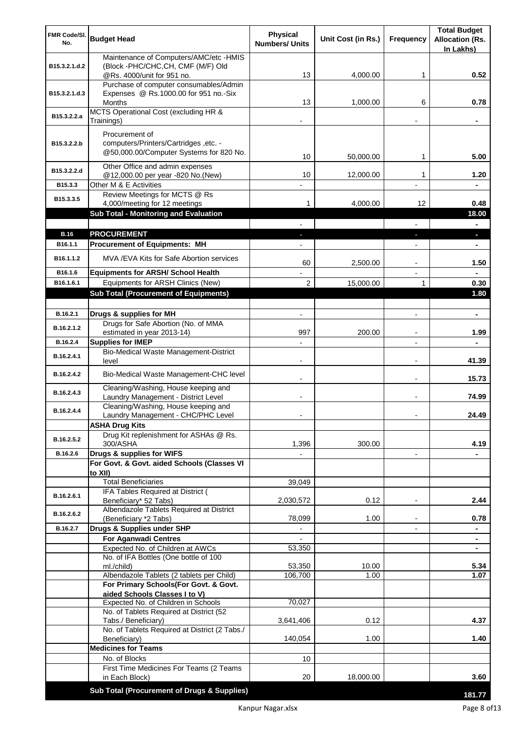| FMR Code/Sl. No. | Budget Head | Physical Numbers/ Units | Unit Cost (in Rs.) | Frequency | Total Budget Allocation (Rs. In Lakhs) |
|---|---|---|---|---|---|
| B15.3.2.1.d.2 | Maintenance of Computers/AMC/etc -HMIS (Block -PHC/CHC,CH, CMF (M/F) Old @Rs. 4000/unit for 951 no. | 13 | 4,000.00 | 1 | 0.52 |
| B15.3.2.1.d.3 | Purchase of computer consumables/Admin Expenses @ Rs.1000.00 for 951 no.-Six Months | 13 | 1,000.00 | 6 | 0.78 |
| B15.3.2.2.a | MCTS Operational Cost (excluding HR & Trainings) | - | | - | - |
| B15.3.2.2.b | Procurement of computers/Printers/Cartridges ,etc. - @50,000.00/Computer Systems for 820 No. | 10 | 50,000.00 | 1 | 5.00 |
| B15.3.2.2.d | Other Office and admin expenses @12,000.00 per year -820 No.(New) | 10 | 12,000.00 | 1 | 1.20 |
| B15.3.3 | Other M & E Activities | - | | - | - |
| B15.3.3.5 | Review Meetings for MCTS @ Rs 4,000/meeting for 12 meetings | 1 | 4,000.00 | 12 | 0.48 |
| | **Sub Total - Monitoring and Evaluation** | | | | **18.00** |
| | | - | | - | - |
| **B.16** | **PROCUREMENT** | - | | - | - |
| B16.1.1 | **Procurement of Equipments: MH** | - | | - | - |
| B16.1.1.2 | MVA /EVA Kits for Safe Abortion services | 60 | 2,500.00 | - | 1.50 |
| B16.1.6 | **Equipments for ARSH/ School Health** | - | | - | - |
| B16.1.6.1 | Equipments for ARSH Clinics (New) | 2 | 15,000.00 | 1 | 0.30 |
| | **Sub Total (Procurement of Equipments)** | | | | **1.80** |
| | | | | | |
| B.16.2.1 | **Drugs & supplies for MH** | - | | - | - |
| B.16.2.1.2 | Drugs for Safe Abortion (No. of MMA estimated in year 2013-14) | 997 | 200.00 | - | 1.99 |
| B.16.2.4 | **Supplies for IMEP** | - | | - | - |
| B.16.2.4.1 | Bio-Medical Waste Management-District level | - | | - | 41.39 |
| B.16.2.4.2 | Bio-Medical Waste Management-CHC level | - | | - | 15.73 |
| B.16.2.4.3 | Cleaning/Washing, House keeping and Laundry Management - District Level | - | | - | 74.99 |
| B.16.2.4.4 | Cleaning/Washing, House keeping and Laundry Management - CHC/PHC Level | - | | - | 24.49 |
| | **ASHA Drug Kits** | | | | |
| B.16.2.5.2 | Drug Kit replenishment for ASHAs @ Rs. 300/ASHA | 1,396 | 300.00 | | 4.19 |
| B.16.2.6 | **Drugs & supplies for WIFS** | - | | - | - |
| | **For Govt. & Govt. aided Schools (Classes VI to XII)** | | | | |
| | Total Beneficiaries | 39,049 | | | |
| B.16.2.6.1 | IFA Tables Required at District ( Beneficiary* 52 Tabs) | 2,030,572 | 0.12 | - | 2.44 |
| B.16.2.6.2 | Albendazole Tablets Required at District (Beneficiary *2 Tabs) | 78,099 | 1.00 | - | 0.78 |
| B.16.2.7 | **Drugs & Supplies under SHP** | - | | - | - |
| | **For Aganwadi Centres** | - | | | - |
| | Expected No. of Children at AWCs | 53,350 | | | - |
| | No. of IFA Bottles (One bottle of 100 ml./child) | 53,350 | 10.00 | | 5.34 |
| | Albendazole Tablets (2 tablets per Child) | 106,700 | 1.00 | | 1.07 |
| | **For Primary Schools(For Govt. & Govt. aided Schools Classes I to V)** | | | | |
| | Expected No. of Children in Schools | 70,027 | | | |
| | No. of Tablets Required at District (52 Tabs./ Beneficiary) | 3,641,406 | 0.12 | | 4.37 |
| | No. of Tablets Required at District (2 Tabs./ Beneficiary) | 140,054 | 1.00 | | 1.40 |
| | **Medicines for Teams** | | | | |
| | No. of Blocks | 10 | | | |
| | First Time Medicines For Teams (2 Teams in Each Block) | 20 | 18,000.00 | | 3.60 |
| | **Sub Total (Procurement of Drugs & Supplies)** | | | | **181.77** |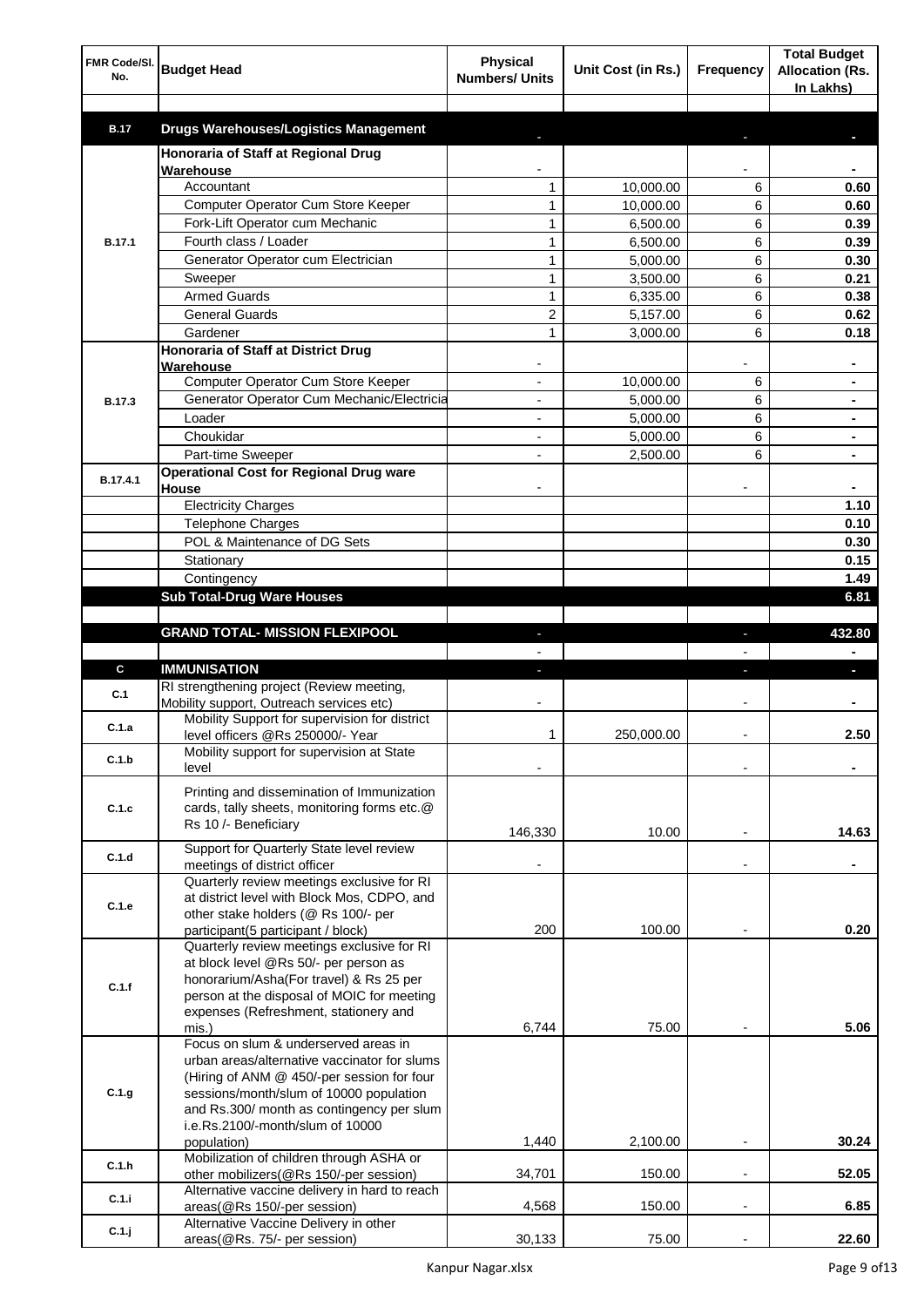| FMR Code/Sl. No. | Budget Head | Physical Numbers/ Units | Unit Cost (in Rs.) | Frequency | Total Budget Allocation (Rs. In Lakhs) |
|---|---|---|---|---|---|
| | | | | | |
| **B.17** | **Drugs Warehouses/Logistics Management** | - | | - | - |
| B.17.1 | **Honoraria of Staff at Regional Drug Warehouse** | - | | - | - |
| | Accountant | 1 | 10,000.00 | 6 | 0.60 |
| | Computer Operator Cum Store Keeper | 1 | 10,000.00 | 6 | 0.60 |
| | Fork-Lift Operator cum Mechanic | 1 | 6,500.00 | 6 | 0.39 |
| | Fourth class / Loader | 1 | 6,500.00 | 6 | 0.39 |
| | Generator Operator cum Electrician | 1 | 5,000.00 | 6 | 0.30 |
| | Sweeper | 1 | 3,500.00 | 6 | 0.21 |
| | Armed Guards | 1 | 6,335.00 | 6 | 0.38 |
| | General Guards | 2 | 5,157.00 | 6 | 0.62 |
| | Gardener | 1 | 3,000.00 | 6 | 0.18 |
| B.17.3 | **Honoraria of Staff at District Drug Warehouse** | - | | - | - |
| | Computer Operator Cum Store Keeper | - | 10,000.00 | 6 | - |
| | Generator Operator Cum Mechanic/Electricia | - | 5,000.00 | 6 | - |
| | Loader | - | 5,000.00 | 6 | - |
| | Choukidar | - | 5,000.00 | 6 | - |
| | Part-time Sweeper | - | 2,500.00 | 6 | - |
| B.17.4.1 | **Operational Cost for Regional Drug ware House** | - | | - | - |
| | Electricity Charges | | | | 1.10 |
| | Telephone Charges | | | | 0.10 |
| | POL & Maintenance of DG Sets | | | | 0.30 |
| | Stationary | | | | 0.15 |
| | Contingency | | | | 1.49 |
| | **Sub Total-Drug Ware Houses** | | | | **6.81** |
| | | | | | |
| | **GRAND TOTAL- MISSION FLEXIPOOL** | - | | - | **432.80** |
| | | - | | - | - |
| **C** | **IMMUNISATION** | - | | - | - |
| C.1 | RI strengthening project (Review meeting, Mobility support, Outreach services etc) | - | | - | - |
| C.1.a | Mobility Support for supervision for district level officers @Rs 250000/- Year | 1 | 250,000.00 | - | 2.50 |
| C.1.b | Mobility support for supervision at State level | - | | - | - |
| C.1.c | Printing and dissemination of Immunization cards, tally sheets, monitoring forms etc.@ Rs 10 /- Beneficiary | 146,330 | 10.00 | - | 14.63 |
| C.1.d | Support for Quarterly State level review meetings of district officer | - | | - | - |
| C.1.e | Quarterly review meetings exclusive for RI at district level with Block Mos, CDPO, and other stake holders (@ Rs 100/- per participant(5 participant / block) | 200 | 100.00 | - | 0.20 |
| C.1.f | Quarterly review meetings exclusive for RI at block level @Rs 50/- per person as honorarium/Asha(For travel) & Rs 25 per person at the disposal of MOIC for meeting expenses (Refreshment, stationery and mis.) | 6,744 | 75.00 | - | 5.06 |
| C.1.g | Focus on slum & underserved areas in urban areas/alternative vaccinator for slums (Hiring of ANM @ 450/-per session for four sessions/month/slum of 10000 population and Rs.300/ month as contingency per slum i.e.Rs.2100/-month/slum of 10000 population) | 1,440 | 2,100.00 | - | 30.24 |
| C.1.h | Mobilization of children through ASHA or other mobilizers(@Rs 150/-per session) | 34,701 | 150.00 | - | 52.05 |
| C.1.i | Alternative vaccine delivery in hard to reach areas(@Rs 150/-per session) | 4,568 | 150.00 | - | 6.85 |
| C.1.j | Alternative Vaccine Delivery in other areas(@Rs. 75/- per session) | 30,133 | 75.00 | - | 22.60 |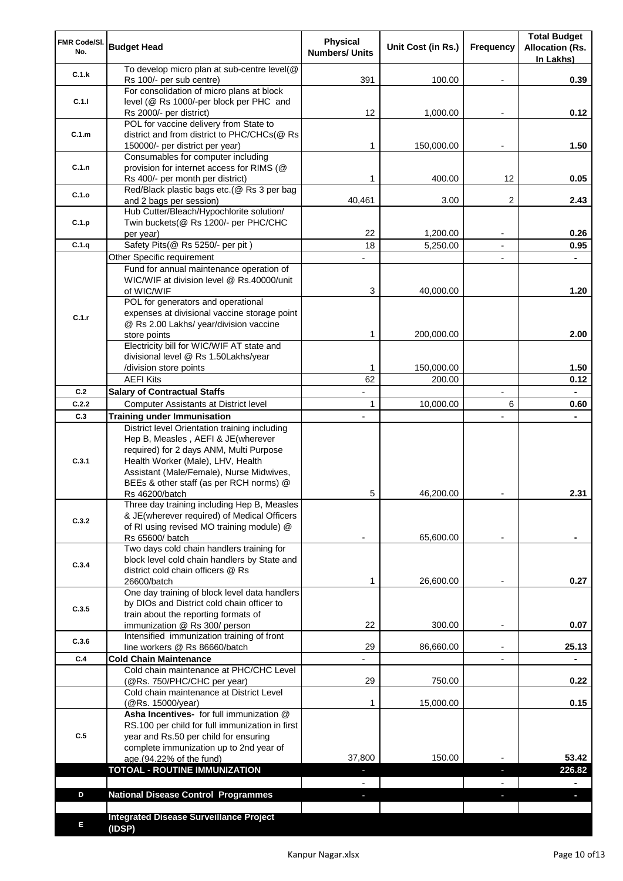| FMR Code/Sl. No. | Budget Head | Physical Numbers/ Units | Unit Cost (in Rs.) | Frequency | Total Budget Allocation (Rs. In Lakhs) |
|---|---|---|---|---|---|
| C.1.k | To develop micro plan at sub-centre level(@ Rs 100/- per sub centre) | 391 | 100.00 | - | 0.39 |
| C.1.l | For consolidation of micro plans at block level (@ Rs 1000/-per block per PHC and Rs 2000/- per district) | 12 | 1,000.00 | - | 0.12 |
| C.1.m | POL for vaccine delivery from State to district and from district to PHC/CHCs(@ Rs 150000/- per district per year) | 1 | 150,000.00 | - | 1.50 |
| C.1.n | Consumables for computer including provision for internet access for RIMS (@ Rs 400/- per month per district) | 1 | 400.00 | 12 | 0.05 |
| C.1.o | Red/Black plastic bags etc.(@ Rs 3 per bag and 2 bags per session) | 40,461 | 3.00 | 2 | 2.43 |
| C.1.p | Hub Cutter/Bleach/Hypochlorite solution/ Twin buckets(@ Rs 1200/- per PHC/CHC per year) | 22 | 1,200.00 | - | 0.26 |
| C.1.q | Safety Pits(@ Rs 5250/- per pit ) | 18 | 5,250.00 | - | 0.95 |
| C.1.r | Other Specific requirement | - | | - | - |
| | Fund for annual maintenance operation of WIC/WIF at division level @ Rs.40000/unit of WIC/WIF | 3 | 40,000.00 | | 1.20 |
| | POL for generators and operational expenses at divisional vaccine storage point @ Rs 2.00 Lakhs/ year/division vaccine store points | 1 | 200,000.00 | | 2.00 |
| | Electricity bill for WIC/WIF AT state and divisional level @ Rs 1.50Lakhs/year /division store points | 1 | 150,000.00 | | 1.50 |
| | AEFI Kits | 62 | 200.00 | | 0.12 |
| C.2 | **Salary of Contractual Staffs** | - | | - | - |
| C.2.2 | Computer Assistants at District level | 1 | 10,000.00 | 6 | 0.60 |
| C.3 | **Training under Immunisation** | - | | - | - |
| C.3.1 | District level Orientation training including Hep B, Measles , AEFI & JE(wherever required) for 2 days ANM, Multi Purpose Health Worker (Male), LHV, Health Assistant (Male/Female), Nurse Midwives, BEEs & other staff (as per RCH norms) @ Rs 46200/batch | 5 | 46,200.00 | - | 2.31 |
| C.3.2 | Three day training including Hep B, Measles & JE(wherever required) of Medical Officers of RI using revised MO training module) @ Rs 65600/ batch | - | 65,600.00 | - | - |
| C.3.4 | Two days cold chain handlers training for block level cold chain handlers by State and district cold chain officers @ Rs 26600/batch | 1 | 26,600.00 | - | 0.27 |
| C.3.5 | One day training of block level data handlers by DIOs and District cold chain officer to train about the reporting formats of immunization @ Rs 300/ person | 22 | 300.00 | - | 0.07 |
| C.3.6 | Intensified immunization training of front line workers @ Rs 86660/batch | 29 | 86,660.00 | - | 25.13 |
| C.4 | **Cold Chain Maintenance** | - | | - | - |
| | Cold chain maintenance at PHC/CHC Level (@Rs. 750/PHC/CHC per year) | 29 | 750.00 | | 0.22 |
| | Cold chain maintenance at District Level (@Rs. 15000/year) | 1 | 15,000.00 | | 0.15 |
| C.5 | **Asha Incentives-** for full immunization @ RS.100 per child for full immunization in first year and Rs.50 per child for ensuring complete immunization up to 2nd year of age.(94.22% of the fund) | 37,800 | 150.00 | - | 53.42 |
| | **TOTOAL - ROUTINE IMMUNIZATION** | - | | - | **226.82** |
| | | - | | - | - |
| D | **National Disease Control Programmes** | - | | - | - |
| | | | | | |
| E | **Integrated Disease Surveillance Project (IDSP)** | | | | |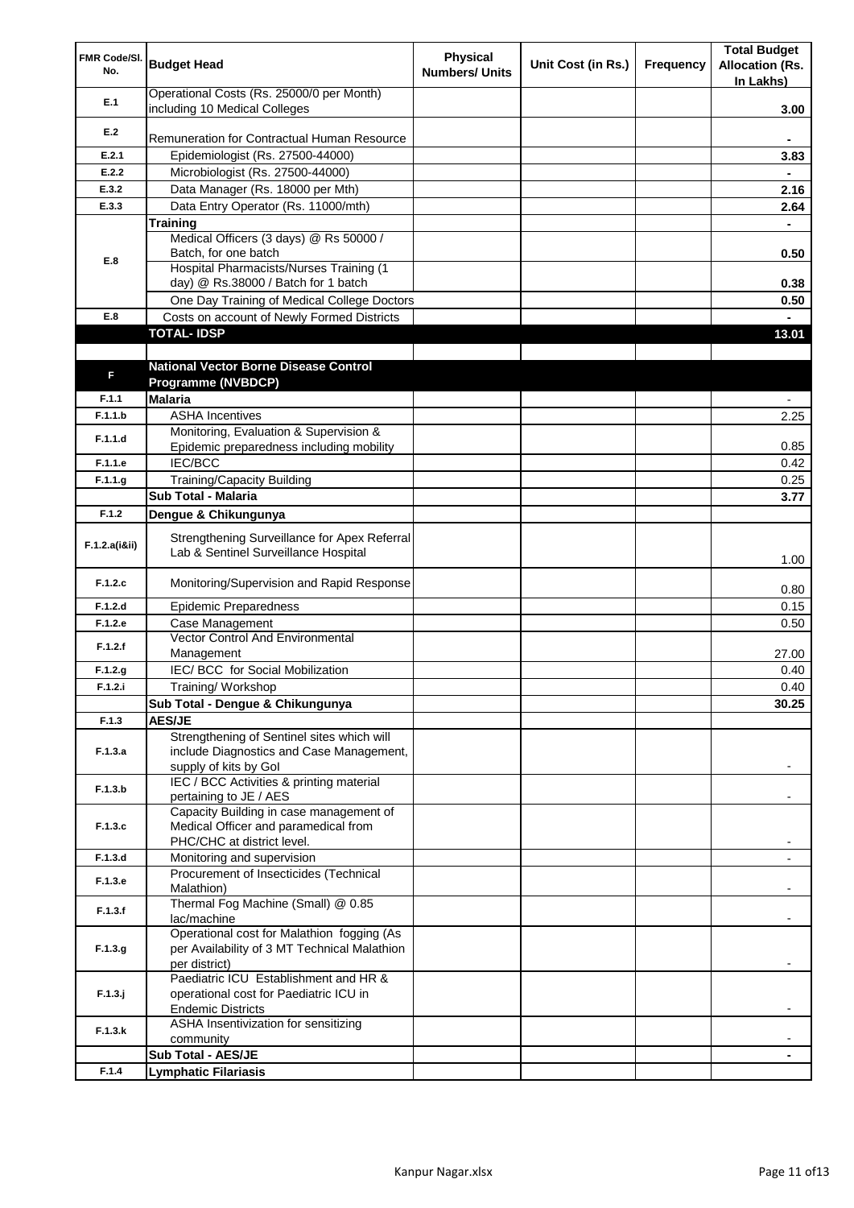| FMR Code/Sl. No. | Budget Head | Physical Numbers/ Units | Unit Cost (in Rs.) | Frequency | Total Budget Allocation (Rs. In Lakhs) |
|---|---|---|---|---|---|
| E.1 | Operational Costs (Rs. 25000/0 per Month) including 10 Medical Colleges | | | | 3.00 |
| E.2 | Remuneration for Contractual Human Resource | | | | - |
| E.2.1 | Epidemiologist (Rs. 27500-44000) | | | | 3.83 |
| E.2.2 | Microbiologist (Rs. 27500-44000) | | | | - |
| E.3.2 | Data Manager (Rs. 18000 per Mth) | | | | 2.16 |
| E.3.3 | Data Entry Operator (Rs. 11000/mth) | | | | 2.64 |
| E.8 | **Training** | | | | - |
| | Medical Officers (3 days) @ Rs 50000 / Batch, for one batch | | | | 0.50 |
| | Hospital Pharmacists/Nurses Training (1 day) @ Rs.38000 / Batch for 1 batch | | | | 0.38 |
| | One Day Training of Medical College Doctors | | | | 0.50 |
| E.8 | Costs on account of Newly Formed Districts | | | | - |
| | **TOTAL- IDSP** | | | | **13.01** |
| | | | | | |
| F | **National Vector Borne Disease Control Programme (NVBDCP)** | | | | |
| F.1.1 | **Malaria** | | | | - |
| F.1.1.b | ASHA Incentives | | | | 2.25 |
| F.1.1.d | Monitoring, Evaluation & Supervision & Epidemic preparedness including mobility | | | | 0.85 |
| F.1.1.e | IEC/BCC | | | | 0.42 |
| F.1.1.g | Training/Capacity Building | | | | 0.25 |
| | **Sub Total - Malaria** | | | | **3.77** |
| F.1.2 | **Dengue & Chikungunya** | | | | |
| F.1.2.a(i&ii) | Strengthening Surveillance for Apex Referral Lab & Sentinel Surveillance Hospital | | | | 1.00 |
| F.1.2.c | Monitoring/Supervision and Rapid Response | | | | 0.80 |
| F.1.2.d | Epidemic Preparedness | | | | 0.15 |
| F.1.2.e | Case Management | | | | 0.50 |
| F.1.2.f | Vector Control And Environmental Management | | | | 27.00 |
| F.1.2.g | IEC/ BCC for Social Mobilization | | | | 0.40 |
| F.1.2.i | Training/ Workshop | | | | 0.40 |
| | **Sub Total - Dengue & Chikungunya** | | | | **30.25** |
| F.1.3 | **AES/JE** | | | | |
| F.1.3.a | Strengthening of Sentinel sites which will include Diagnostics and Case Management, supply of kits by GoI | | | | - |
| F.1.3.b | IEC / BCC Activities & printing material pertaining to JE / AES | | | | - |
| F.1.3.c | Capacity Building in case management of Medical Officer and paramedical from PHC/CHC at district level. | | | | - |
| F.1.3.d | Monitoring and supervision | | | | - |
| F.1.3.e | Procurement of Insecticides (Technical Malathion) | | | | - |
| F.1.3.f | Thermal Fog Machine (Small) @ 0.85 lac/machine | | | | - |
| F.1.3.g | Operational cost for Malathion fogging (As per Availability of 3 MT Technical Malathion per district) | | | | - |
| F.1.3.j | Paediatric ICU Establishment and HR & operational cost for Paediatric ICU in Endemic Districts | | | | - |
| F.1.3.k | ASHA Insentivization for sensitizing community | | | | - |
| | **Sub Total - AES/JE** | | | | **-** |
| F.1.4 | **Lymphatic Filariasis** | | | | |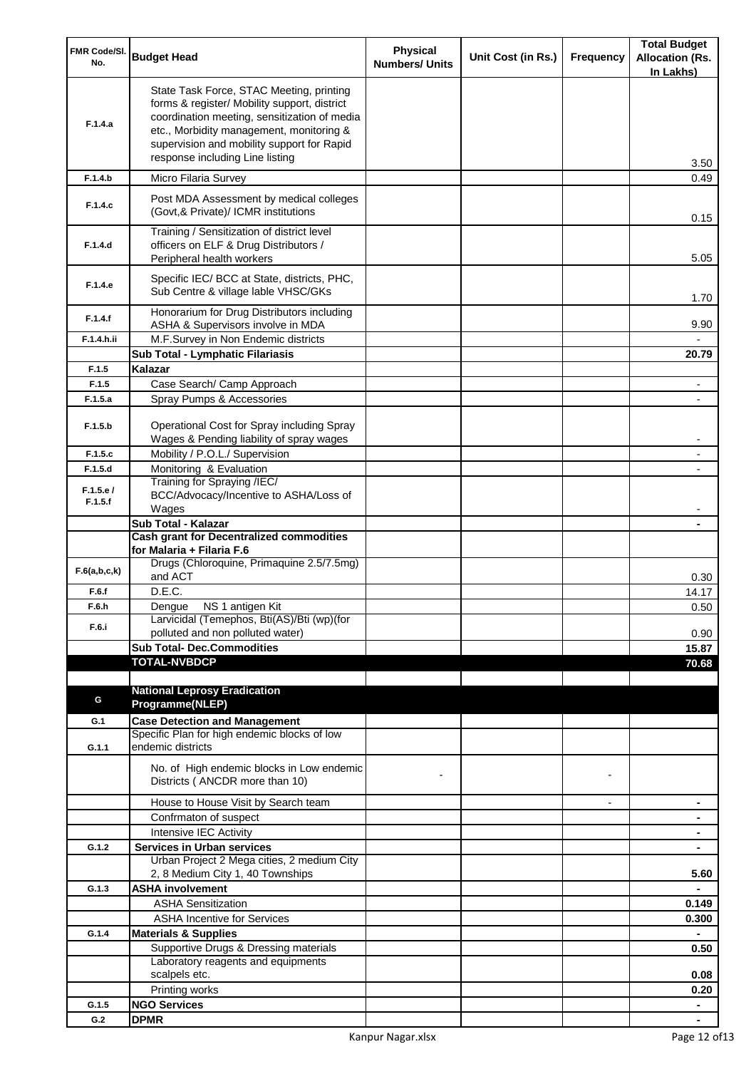| FMR Code/Sl. No. | Budget Head | Physical Numbers/ Units | Unit Cost (in Rs.) | Frequency | Total Budget Allocation (Rs. In Lakhs) |
|---|---|---|---|---|---|
| F.1.4.a | State Task Force, STAC Meeting, printing forms & register/ Mobility support, district coordination meeting, sensitization of media etc., Morbidity management, monitoring & supervision and mobility support for Rapid response including Line listing | | | | 3.50 |
| F.1.4.b | Micro Filaria Survey | | | | 0.49 |
| F.1.4.c | Post MDA Assessment by medical colleges (Govt,& Private)/ ICMR institutions | | | | 0.15 |
| F.1.4.d | Training / Sensitization of district level officers on ELF & Drug Distributors / Peripheral health workers | | | | 5.05 |
| F.1.4.e | Specific IEC/ BCC at State, districts, PHC, Sub Centre & village lable VHSC/GKs | | | | 1.70 |
| F.1.4.f | Honorarium for Drug Distributors including ASHA & Supervisors involve in MDA | | | | 9.90 |
| F.1.4.h.ii | M.F.Survey in Non Endemic districts | | | | - |
| | **Sub Total - Lymphatic Filariasis** | | | | **20.79** |
| F.1.5 | **Kalazar** | | | | |
| F.1.5 | Case Search/ Camp Approach | | | | - |
| F.1.5.a | Spray Pumps & Accessories | | | | - |
| F.1.5.b | Operational Cost for Spray including Spray Wages & Pending liability of spray wages | | | | - |
| F.1.5.c | Mobility / P.O.L./ Supervision | | | | - |
| F.1.5.d | Monitoring & Evaluation | | | | - |
| F.1.5.e / F.1.5.f | Training for Spraying /IEC/ BCC/Advocacy/Incentive to ASHA/Loss of Wages | | | | - |
| | **Sub Total - Kalazar** | | | | **-** |
| | **Cash grant for Decentralized commodities for Malaria + Filaria F.6** | | | | |
| F.6(a,b,c,k) | Drugs (Chloroquine, Primaquine 2.5/7.5mg) and ACT | | | | 0.30 |
| F.6.f | D.E.C. | | | | 14.17 |
| F.6.h | Dengue NS 1 antigen Kit | | | | 0.50 |
| F.6.i | Larvicidal (Temephos, Bti(AS)/Bti (wp)(for polluted and non polluted water) | | | | 0.90 |
| | **Sub Total- Dec.Commodities** | | | | **15.87** |
| | **TOTAL-NVBDCP** | | | | **70.68** |
| | | | | | |
| G | **National Leprosy Eradication Programme(NLEP)** | | | | |
| G.1 | **Case Detection and Management** | | | | |
| G.1.1 | Specific Plan for high endemic blocks of low endemic districts | | | | |
| | No. of High endemic blocks in Low endemic Districts ( ANCDR more than 10) | - | | - | |
| | House to House Visit by Search team | | | - | **-** |
| | Confrmaton of suspect | | | | **-** |
| | Intensive IEC Activity | | | | **-** |
| G.1.2 | **Services in Urban services** | | | | **-** |
| | Urban Project 2 Mega cities, 2 medium City 2, 8 Medium City 1, 40 Townships | | | | **5.60** |
| G.1.3 | **ASHA involvement** | | | | **-** |
| | ASHA Sensitization | | | | **0.149** |
| | ASHA Incentive for Services | | | | **0.300** |
| G.1.4 | **Materials & Supplies** | | | | **-** |
| | Supportive Drugs & Dressing materials | | | | **0.50** |
| | Laboratory reagents and equipments scalpels etc. | | | | **0.08** |
| | Printing works | | | | **0.20** |
| G.1.5 | **NGO Services** | | | | **-** |
| G.2 | **DPMR** | | | | **-** |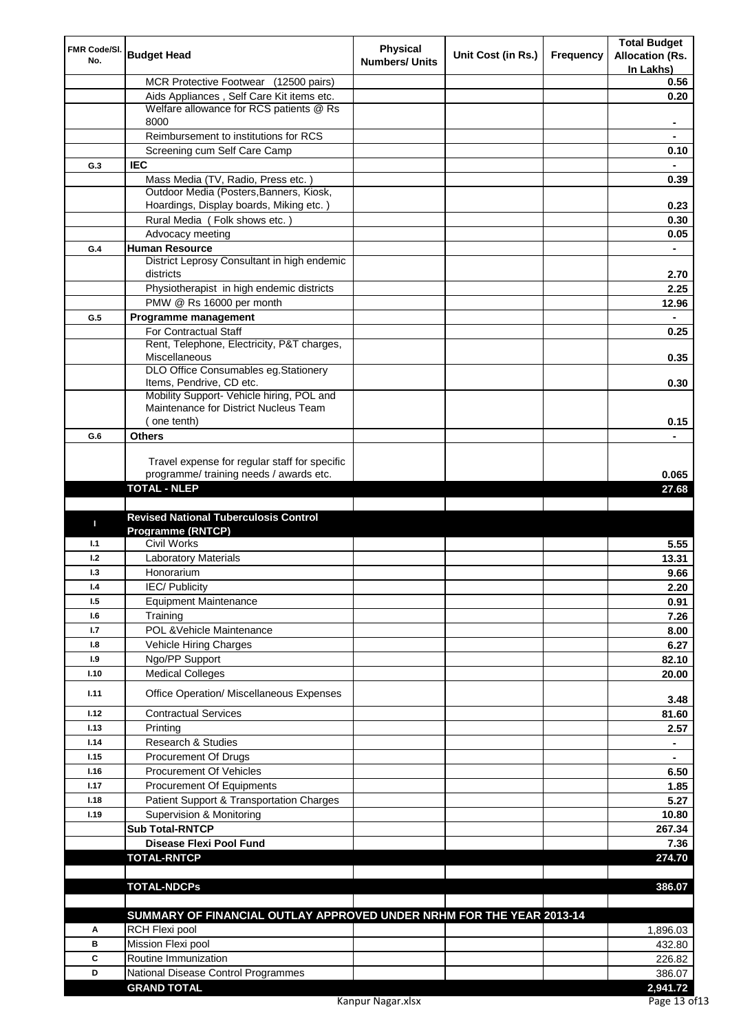| FMR Code/Sl. No. | Budget Head | Physical Numbers/ Units | Unit Cost (in Rs.) | Frequency | Total Budget Allocation (Rs. In Lakhs) |
|---|---|---|---|---|---|
| | MCR Protective Footwear (12500 pairs) | | | | 0.56 |
| | Aids Appliances , Self Care Kit items etc. | | | | 0.20 |
| | Welfare allowance for RCS patients @ Rs 8000 | | | | - |
| | Reimbursement to institutions for RCS | | | | - |
| | Screening cum Self Care Camp | | | | 0.10 |
| G.3 | **IEC** | | | | - |
| | Mass Media (TV, Radio, Press etc. ) | | | | 0.39 |
| | Outdoor Media (Posters,Banners, Kiosk, Hoardings, Display boards, Miking etc. ) | | | | 0.23 |
| | Rural Media ( Folk shows etc. ) | | | | 0.30 |
| | Advocacy meeting | | | | 0.05 |
| G.4 | **Human Resource** | | | | - |
| | District Leprosy Consultant in high endemic districts | | | | 2.70 |
| | Physiotherapist in high endemic districts | | | | 2.25 |
| | PMW @ Rs 16000 per month | | | | 12.96 |
| G.5 | **Programme management** | | | | - |
| | For Contractual Staff | | | | 0.25 |
| | Rent, Telephone, Electricity, P&T charges, Miscellaneous | | | | 0.35 |
| | DLO Office Consumables eg.Stationery Items, Pendrive, CD etc. | | | | 0.30 |
| | Mobility Support- Vehicle hiring, POL and Maintenance for District Nucleus Team ( one tenth) | | | | 0.15 |
| G.6 | **Others** | | | | - |
| | Travel expense for regular staff for specific programme/ training needs / awards etc. | | | | 0.065 |
| | **TOTAL - NLEP** | | | | **27.68** |
| | | | | | |
| I | **Revised National Tuberculosis Control Programme (RNTCP)** | | | | |
| I.1 | Civil Works | | | | 5.55 |
| I.2 | Laboratory Materials | | | | 13.31 |
| I.3 | Honorarium | | | | 9.66 |
| I.4 | IEC/ Publicity | | | | 2.20 |
| I.5 | Equipment Maintenance | | | | 0.91 |
| I.6 | Training | | | | 7.26 |
| I.7 | POL &Vehicle Maintenance | | | | 8.00 |
| I.8 | Vehicle Hiring Charges | | | | 6.27 |
| I.9 | Ngo/PP Support | | | | 82.10 |
| I.10 | Medical Colleges | | | | 20.00 |
| I.11 | Office Operation/ Miscellaneous Expenses | | | | 3.48 |
| I.12 | Contractual Services | | | | 81.60 |
| I.13 | Printing | | | | 2.57 |
| I.14 | Research & Studies | | | | - |
| I.15 | Procurement Of Drugs | | | | - |
| I.16 | Procurement Of Vehicles | | | | 6.50 |
| I.17 | Procurement Of Equipments | | | | 1.85 |
| I.18 | Patient Support & Transportation Charges | | | | 5.27 |
| I.19 | Supervision & Monitoring | | | | 10.80 |
| | **Sub Total-RNTCP** | | | | **267.34** |
| | **Disease Flexi Pool Fund** | | | | **7.36** |
| | **TOTAL-RNTCP** | | | | **274.70** |
| | | | | | |
| | **TOTAL-NDCPs** | | | | **386.07** |
| | | | | | |
| | **SUMMARY OF FINANCIAL OUTLAY APPROVED UNDER NRHM FOR THE YEAR 2013-14** | | | | |
| A | RCH Flexi pool | | | | 1,896.03 |
| B | Mission Flexi pool | | | | 432.80 |
| C | Routine Immunization | | | | 226.82 |
| D | National Disease Control Programmes | | | | 386.07 |
| | **GRAND TOTAL** | | | | **2,941.72** |